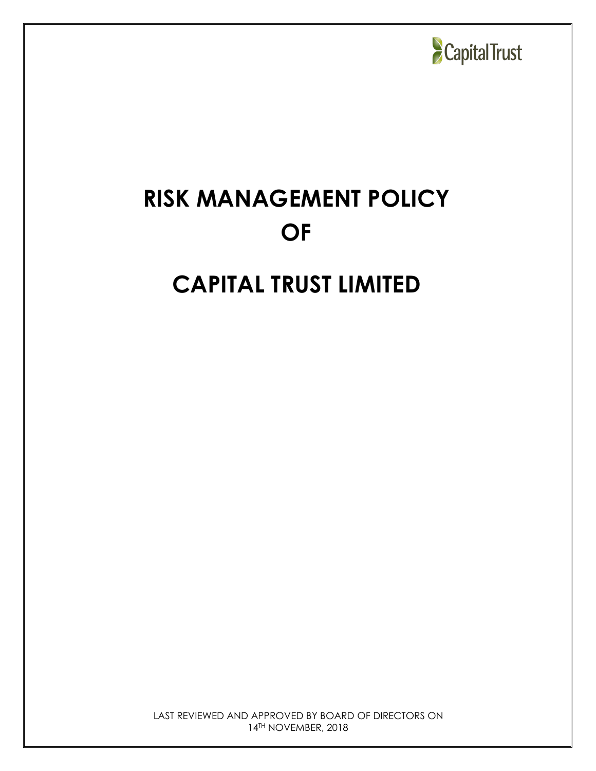CapitalTrust

# RISK MANAGEMENT POLICY OF

# CAPITAL TRUST LIMITED

LAST REVIEWED AND APPROVED BY BOARD OF DIRECTORS ON 14TH NOVEMBER, 2018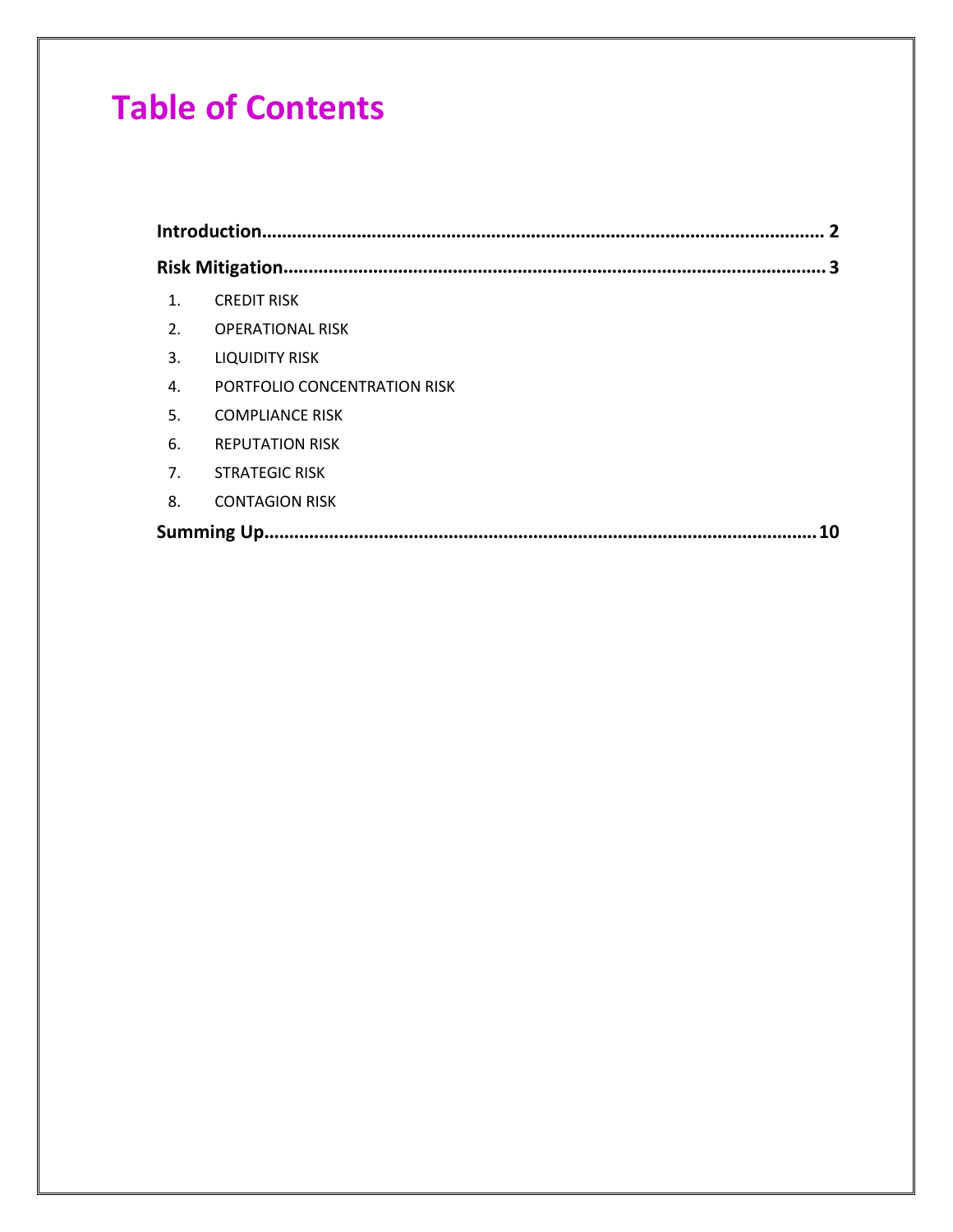# Table of Contents

**Introduction……………………………………………………………………………………… 2**

**Risk Mitigation…………………………………………………………………………………… 3**

1. CREDIT RISK
2. OPERATIONAL RISK
3. LIQUIDITY RISK
4. PORTFOLIO CONCENTRATION RISK
5. COMPLIANCE RISK
6. REPUTATION RISK
7. STRATEGIC RISK
8. CONTAGION RISK

**Summing Up………………………………………………………………………………………10**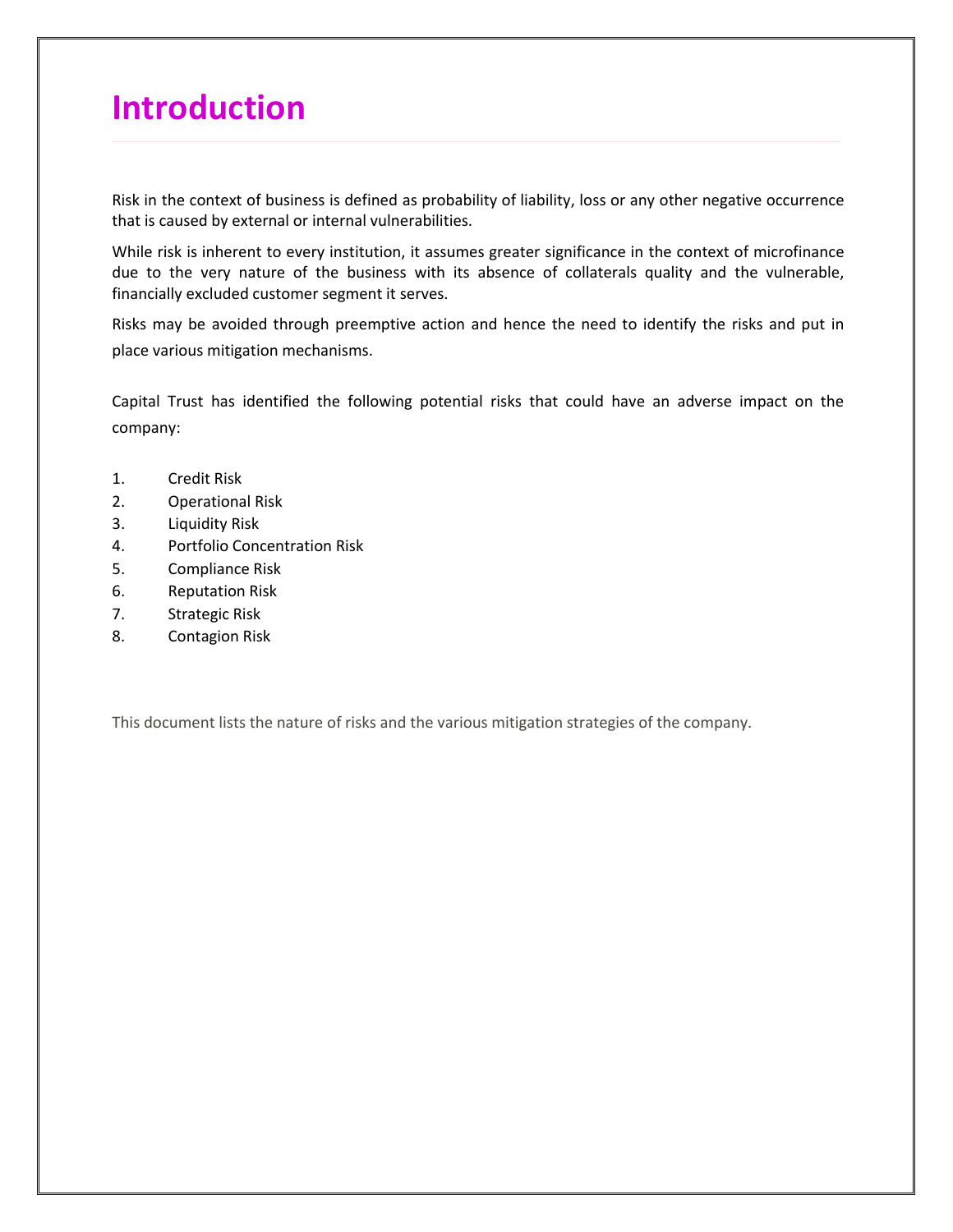# Introduction

Risk in the context of business is defined as probability of liability, loss or any other negative occurrence that is caused by external or internal vulnerabilities.

While risk is inherent to every institution, it assumes greater significance in the context of microfinance due to the very nature of the business with its absence of collaterals quality and the vulnerable, financially excluded customer segment it serves.

Risks may be avoided through preemptive action and hence the need to identify the risks and put in place various mitigation mechanisms.

Capital Trust has identified the following potential risks that could have an adverse impact on the company:

1. Credit Risk
2. Operational Risk
3. Liquidity Risk
4. Portfolio Concentration Risk
5. Compliance Risk
6. Reputation Risk
7. Strategic Risk
8. Contagion Risk

This document lists the nature of risks and the various mitigation strategies of the company.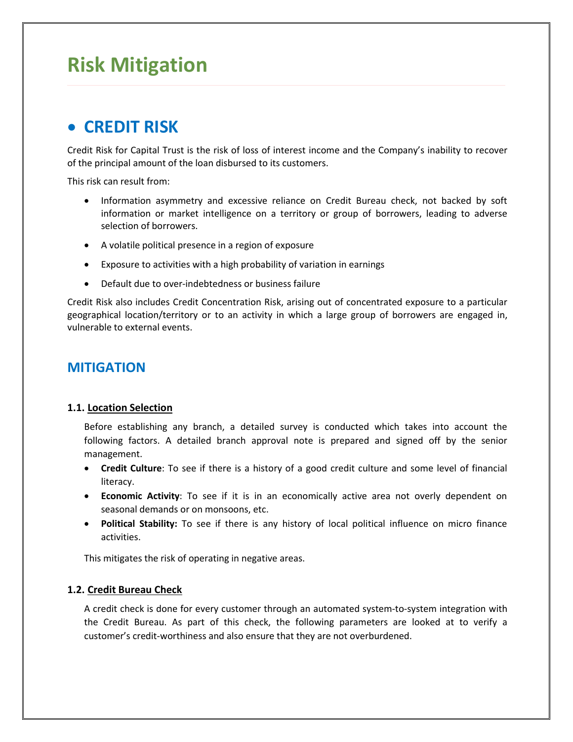# Risk Mitigation

## • CREDIT RISK

Credit Risk for Capital Trust is the risk of loss of interest income and the Company's inability to recover of the principal amount of the loan disbursed to its customers.

This risk can result from:

- Information asymmetry and excessive reliance on Credit Bureau check, not backed by soft information or market intelligence on a territory or group of borrowers, leading to adverse selection of borrowers.
- A volatile political presence in a region of exposure
- Exposure to activities with a high probability of variation in earnings
- Default due to over-indebtedness or business failure

Credit Risk also includes Credit Concentration Risk, arising out of concentrated exposure to a particular geographical location/territory or to an activity in which a large group of borrowers are engaged in, vulnerable to external events.

## MITIGATION

### 1.1. Location Selection

Before establishing any branch, a detailed survey is conducted which takes into account the following factors. A detailed branch approval note is prepared and signed off by the senior management.

- **Credit Culture**: To see if there is a history of a good credit culture and some level of financial literacy.
- **Economic Activity**: To see if it is in an economically active area not overly dependent on seasonal demands or on monsoons, etc.
- **Political Stability:** To see if there is any history of local political influence on micro finance activities.

This mitigates the risk of operating in negative areas.

### 1.2. Credit Bureau Check

A credit check is done for every customer through an automated system-to-system integration with the Credit Bureau. As part of this check, the following parameters are looked at to verify a customer's credit-worthiness and also ensure that they are not overburdened.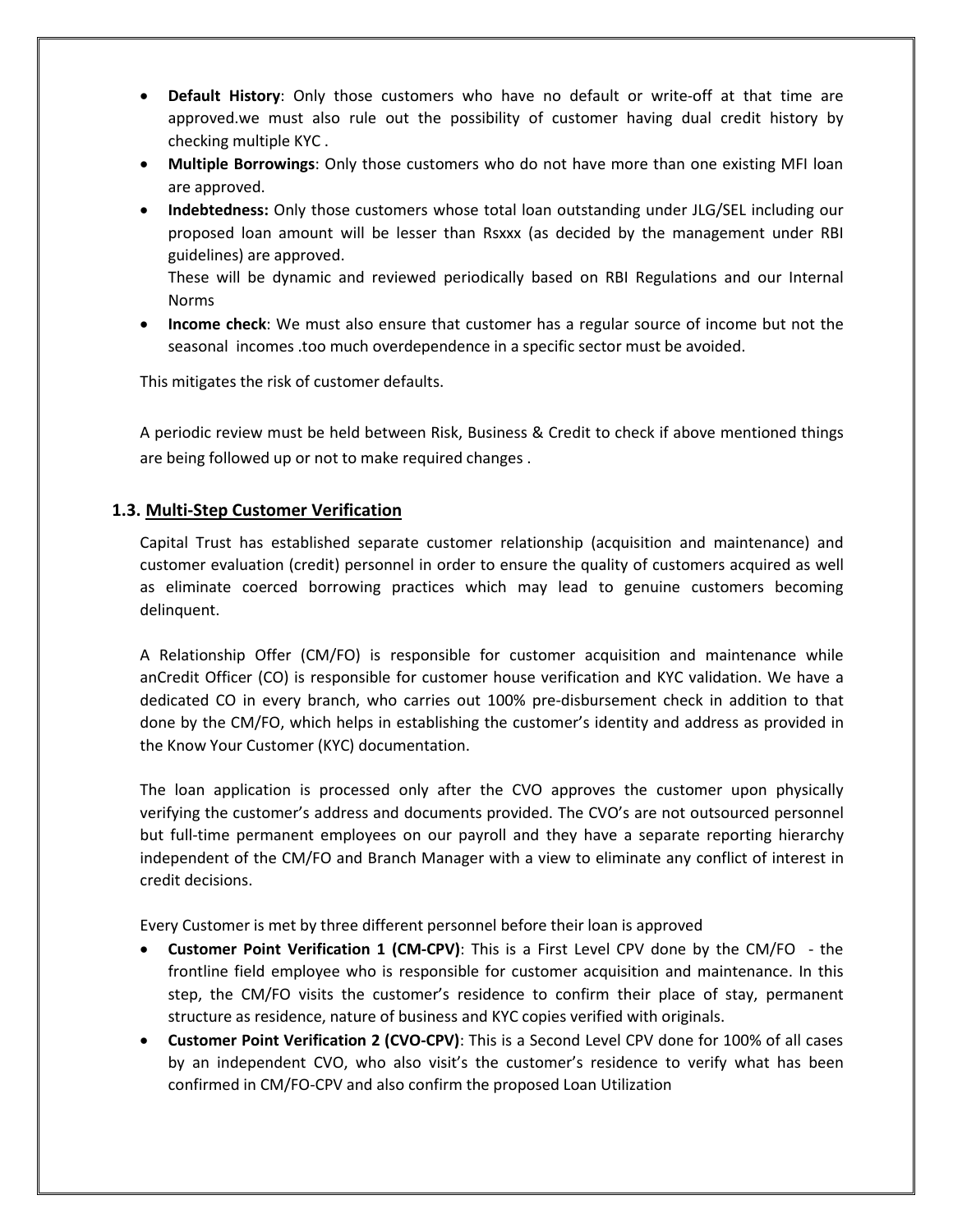- **Default History**: Only those customers who have no default or write-off at that time are approved.we must also rule out the possibility of customer having dual credit history by checking multiple KYC .
- **Multiple Borrowings**: Only those customers who do not have more than one existing MFI loan are approved.
- **Indebtedness:** Only those customers whose total loan outstanding under JLG/SEL including our proposed loan amount will be lesser than Rsxxx (as decided by the management under RBI guidelines) are approved.

  These will be dynamic and reviewed periodically based on RBI Regulations and our Internal Norms
- **Income check**: We must also ensure that customer has a regular source of income but not the seasonal incomes .too much overdependence in a specific sector must be avoided.

This mitigates the risk of customer defaults.

A periodic review must be held between Risk, Business & Credit to check if above mentioned things are being followed up or not to make required changes .

### 1.3. Multi-Step Customer Verification

Capital Trust has established separate customer relationship (acquisition and maintenance) and customer evaluation (credit) personnel in order to ensure the quality of customers acquired as well as eliminate coerced borrowing practices which may lead to genuine customers becoming delinquent.

A Relationship Offer (CM/FO) is responsible for customer acquisition and maintenance while anCredit Officer (CO) is responsible for customer house verification and KYC validation. We have a dedicated CO in every branch, who carries out 100% pre-disbursement check in addition to that done by the CM/FO, which helps in establishing the customer's identity and address as provided in the Know Your Customer (KYC) documentation.

The loan application is processed only after the CVO approves the customer upon physically verifying the customer's address and documents provided. The CVO's are not outsourced personnel but full-time permanent employees on our payroll and they have a separate reporting hierarchy independent of the CM/FO and Branch Manager with a view to eliminate any conflict of interest in credit decisions.

Every Customer is met by three different personnel before their loan is approved

- **Customer Point Verification 1 (CM-CPV)**: This is a First Level CPV done by the CM/FO - the frontline field employee who is responsible for customer acquisition and maintenance. In this step, the CM/FO visits the customer's residence to confirm their place of stay, permanent structure as residence, nature of business and KYC copies verified with originals.
- **Customer Point Verification 2 (CVO-CPV)**: This is a Second Level CPV done for 100% of all cases by an independent CVO, who also visit's the customer's residence to verify what has been confirmed in CM/FO-CPV and also confirm the proposed Loan Utilization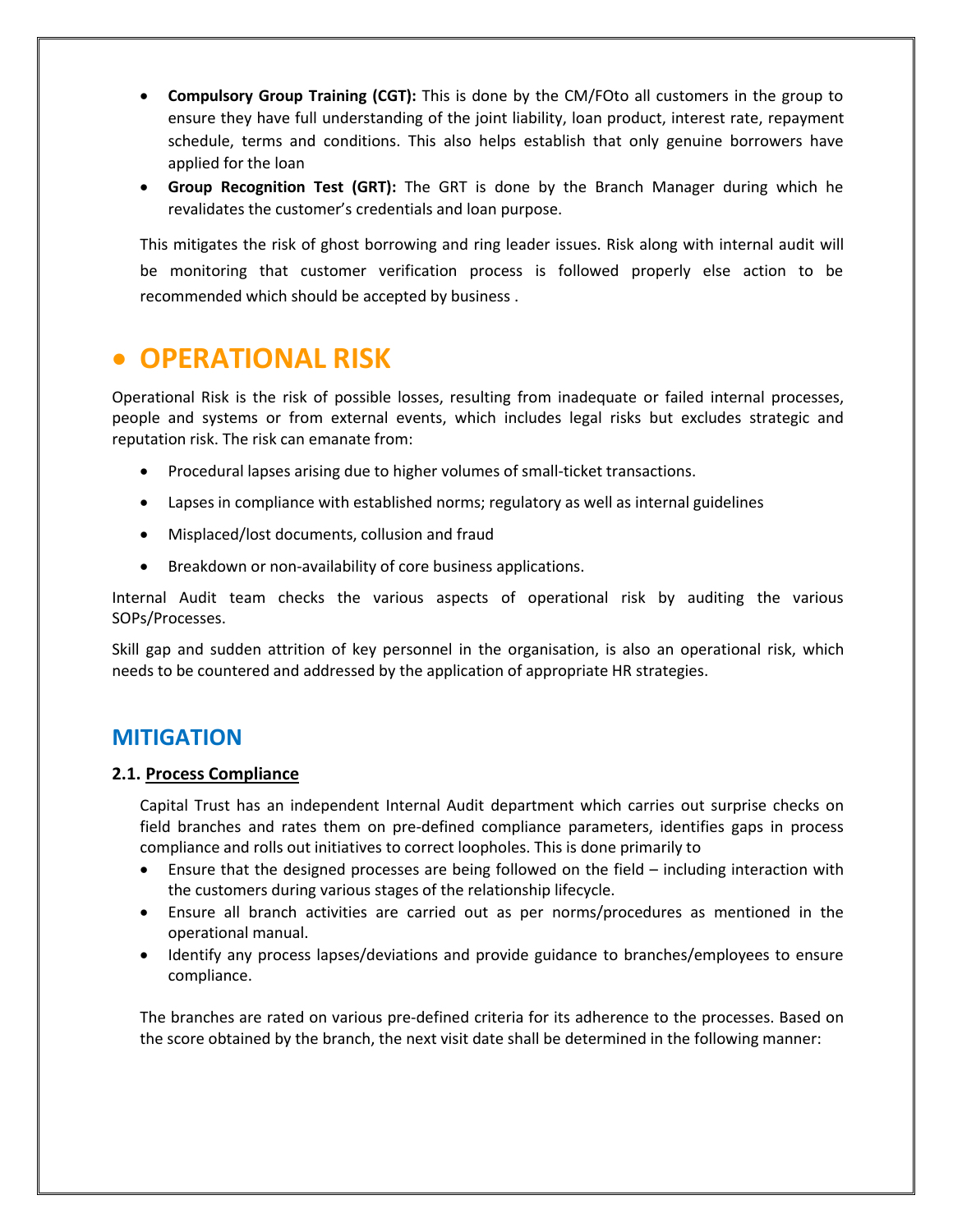- **Compulsory Group Training (CGT):** This is done by the CM/FOto to all customers in the group to ensure they have full understanding of the joint liability, loan product, interest rate, repayment schedule, terms and conditions. This also helps establish that only genuine borrowers have applied for the loan
- **Group Recognition Test (GRT):** The GRT is done by the Branch Manager during which he revalidates the customer's credentials and loan purpose.

This mitigates the risk of ghost borrowing and ring leader issues. Risk along with internal audit will be monitoring that customer verification process is followed properly else action to be recommended which should be accepted by business .

# • OPERATIONAL RISK

Operational Risk is the risk of possible losses, resulting from inadequate or failed internal processes, people and systems or from external events, which includes legal risks but excludes strategic and reputation risk. The risk can emanate from:

- Procedural lapses arising due to higher volumes of small-ticket transactions.
- Lapses in compliance with established norms; regulatory as well as internal guidelines
- Misplaced/lost documents, collusion and fraud
- Breakdown or non-availability of core business applications.

Internal Audit team checks the various aspects of operational risk by auditing the various SOPs/Processes.

Skill gap and sudden attrition of key personnel in the organisation, is also an operational risk, which needs to be countered and addressed by the application of appropriate HR strategies.

## MITIGATION

### 2.1. Process Compliance

Capital Trust has an independent Internal Audit department which carries out surprise checks on field branches and rates them on pre-defined compliance parameters, identifies gaps in process compliance and rolls out initiatives to correct loopholes. This is done primarily to

- Ensure that the designed processes are being followed on the field – including interaction with the customers during various stages of the relationship lifecycle.
- Ensure all branch activities are carried out as per norms/procedures as mentioned in the operational manual.
- Identify any process lapses/deviations and provide guidance to branches/employees to ensure compliance.

The branches are rated on various pre-defined criteria for its adherence to the processes. Based on the score obtained by the branch, the next visit date shall be determined in the following manner: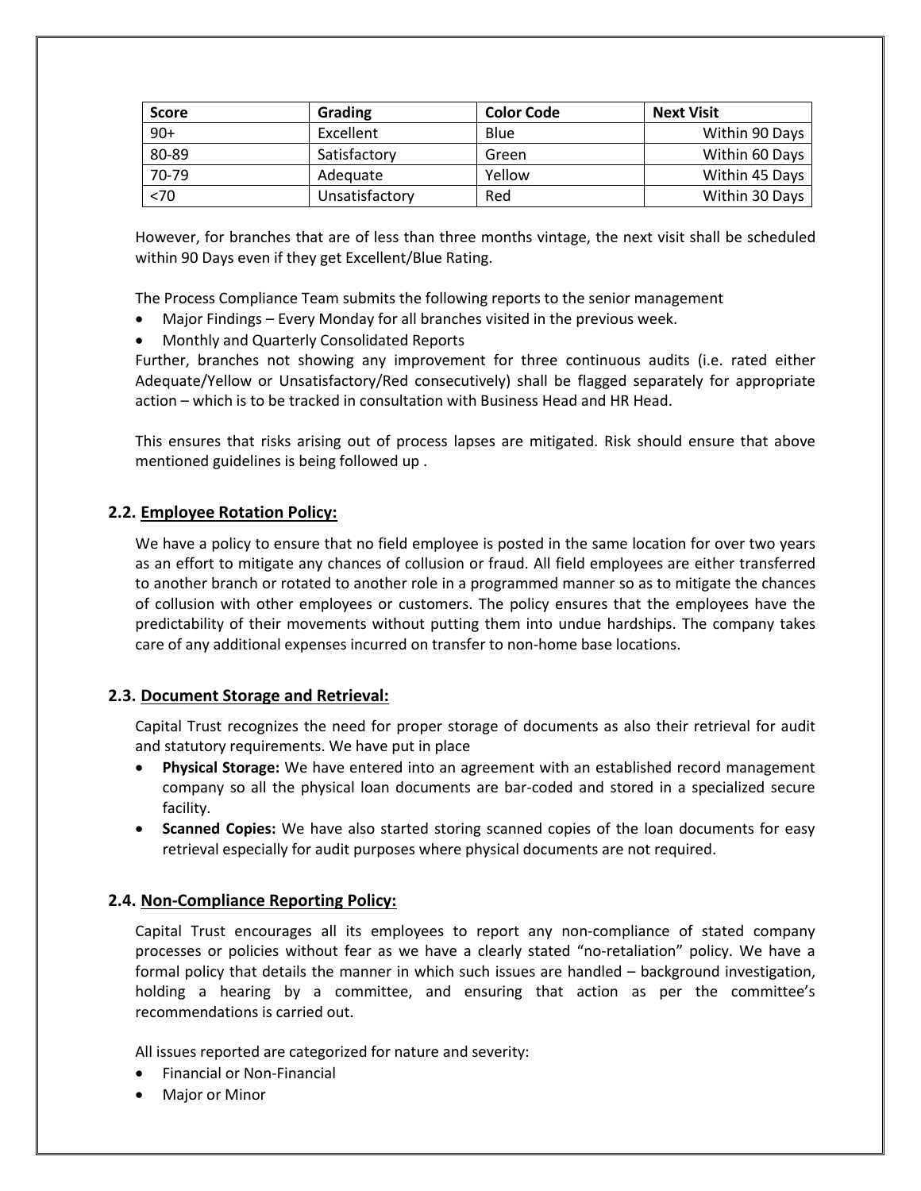| Score | Grading | Color Code | Next Visit |
|---|---|---|---|
| 90+ | Excellent | Blue | Within 90 Days |
| 80-89 | Satisfactory | Green | Within 60 Days |
| 70-79 | Adequate | Yellow | Within 45 Days |
| <70 | Unsatisfactory | Red | Within 30 Days |

However, for branches that are of less than three months vintage, the next visit shall be scheduled within 90 Days even if they get Excellent/Blue Rating.

The Process Compliance Team submits the following reports to the senior management

- Major Findings – Every Monday for all branches visited in the previous week.
- Monthly and Quarterly Consolidated Reports

Further, branches not showing any improvement for three continuous audits (i.e. rated either Adequate/Yellow or Unsatisfactory/Red consecutively) shall be flagged separately for appropriate action – which is to be tracked in consultation with Business Head and HR Head.

This ensures that risks arising out of process lapses are mitigated. Risk should ensure that above mentioned guidelines is being followed up .

### 2.2. Employee Rotation Policy:

We have a policy to ensure that no field employee is posted in the same location for over two years as an effort to mitigate any chances of collusion or fraud. All field employees are either transferred to another branch or rotated to another role in a programmed manner so as to mitigate the chances of collusion with other employees or customers. The policy ensures that the employees have the predictability of their movements without putting them into undue hardships. The company takes care of any additional expenses incurred on transfer to non-home base locations.

### 2.3. Document Storage and Retrieval:

Capital Trust recognizes the need for proper storage of documents as also their retrieval for audit and statutory requirements. We have put in place

- **Physical Storage:** We have entered into an agreement with an established record management company so all the physical loan documents are bar-coded and stored in a specialized secure facility.
- **Scanned Copies:** We have also started storing scanned copies of the loan documents for easy retrieval especially for audit purposes where physical documents are not required.

### 2.4. Non-Compliance Reporting Policy:

Capital Trust encourages all its employees to report any non-compliance of stated company processes or policies without fear as we have a clearly stated "no-retaliation" policy. We have a formal policy that details the manner in which such issues are handled – background investigation, holding a hearing by a committee, and ensuring that action as per the committee's recommendations is carried out.

All issues reported are categorized for nature and severity:

- Financial or Non-Financial
- Major or Minor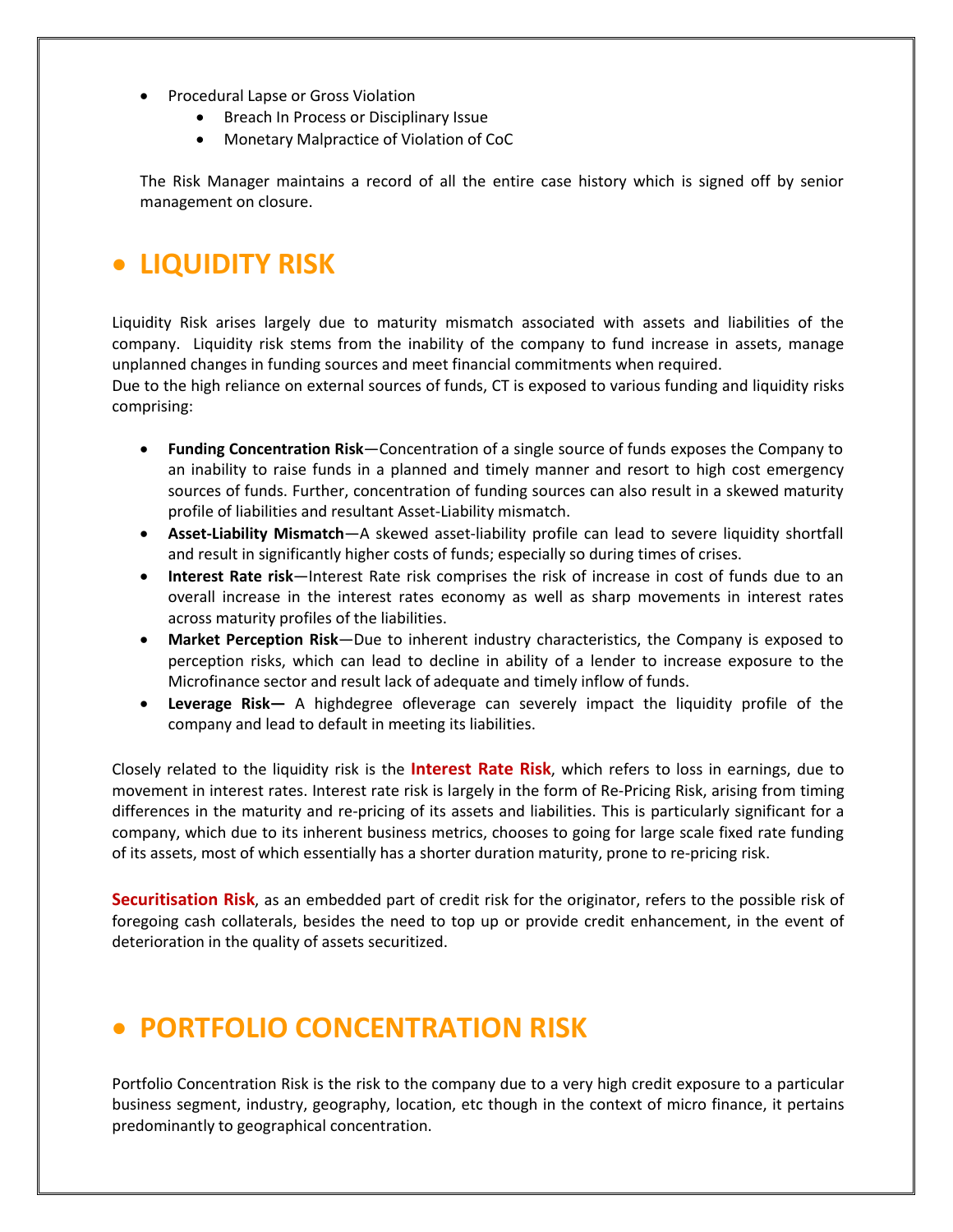- Procedural Lapse or Gross Violation
    - Breach In Process or Disciplinary Issue
    - Monetary Malpractice of Violation of CoC

The Risk Manager maintains a record of all the entire case history which is signed off by senior management on closure.

# • LIQUIDITY RISK

Liquidity Risk arises largely due to maturity mismatch associated with assets and liabilities of the company. Liquidity risk stems from the inability of the company to fund increase in assets, manage unplanned changes in funding sources and meet financial commitments when required.
Due to the high reliance on external sources of funds, CT is exposed to various funding and liquidity risks comprising:

- **Funding Concentration Risk**—Concentration of a single source of funds exposes the Company to an inability to raise funds in a planned and timely manner and resort to high cost emergency sources of funds. Further, concentration of funding sources can also result in a skewed maturity profile of liabilities and resultant Asset-Liability mismatch.
- **Asset-Liability Mismatch**—A skewed asset-liability profile can lead to severe liquidity shortfall and result in significantly higher costs of funds; especially so during times of crises.
- **Interest Rate risk**—Interest Rate risk comprises the risk of increase in cost of funds due to an overall increase in the interest rates economy as well as sharp movements in interest rates across maturity profiles of the liabilities.
- **Market Perception Risk**—Due to inherent industry characteristics, the Company is exposed to perception risks, which can lead to decline in ability of a lender to increase exposure to the Microfinance sector and result lack of adequate and timely inflow of funds.
- **Leverage Risk—** A highdegree ofleverage can severely impact the liquidity profile of the company and lead to default in meeting its liabilities.

Closely related to the liquidity risk is the **Interest Rate Risk**, which refers to loss in earnings, due to movement in interest rates. Interest rate risk is largely in the form of Re-Pricing Risk, arising from timing differences in the maturity and re-pricing of its assets and liabilities. This is particularly significant for a company, which due to its inherent business metrics, chooses to going for large scale fixed rate funding of its assets, most of which essentially has a shorter duration maturity, prone to re-pricing risk.

**Securitisation Risk**, as an embedded part of credit risk for the originator, refers to the possible risk of foregoing cash collaterals, besides the need to top up or provide credit enhancement, in the event of deterioration in the quality of assets securitized.

# • PORTFOLIO CONCENTRATION RISK

Portfolio Concentration Risk is the risk to the company due to a very high credit exposure to a particular business segment, industry, geography, location, etc though in the context of micro finance, it pertains predominantly to geographical concentration.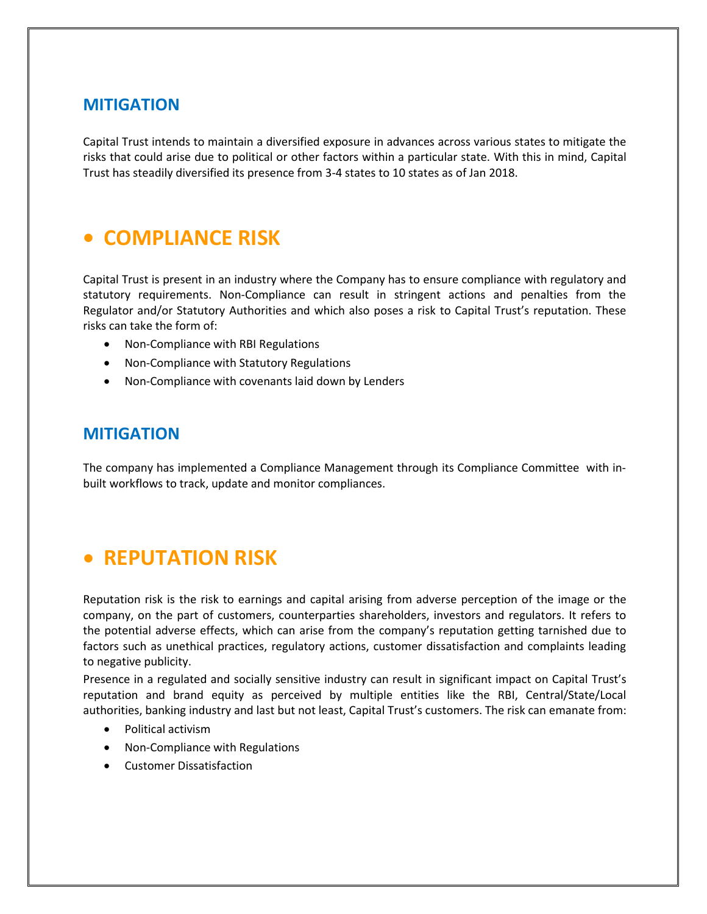## MITIGATION

Capital Trust intends to maintain a diversified exposure in advances across various states to mitigate the risks that could arise due to political or other factors within a particular state. With this in mind, Capital Trust has steadily diversified its presence from 3-4 states to 10 states as of Jan 2018.

# • COMPLIANCE RISK

Capital Trust is present in an industry where the Company has to ensure compliance with regulatory and statutory requirements. Non-Compliance can result in stringent actions and penalties from the Regulator and/or Statutory Authorities and which also poses a risk to Capital Trust's reputation. These risks can take the form of:

- Non-Compliance with RBI Regulations
- Non-Compliance with Statutory Regulations
- Non-Compliance with covenants laid down by Lenders

## MITIGATION

The company has implemented a Compliance Management through its Compliance Committee with in-built workflows to track, update and monitor compliances.

# • REPUTATION RISK

Reputation risk is the risk to earnings and capital arising from adverse perception of the image or the company, on the part of customers, counterparties shareholders, investors and regulators. It refers to the potential adverse effects, which can arise from the company's reputation getting tarnished due to factors such as unethical practices, regulatory actions, customer dissatisfaction and complaints leading to negative publicity.

Presence in a regulated and socially sensitive industry can result in significant impact on Capital Trust's reputation and brand equity as perceived by multiple entities like the RBI, Central/State/Local authorities, banking industry and last but not least, Capital Trust's customers. The risk can emanate from:

- Political activism
- Non-Compliance with Regulations
- Customer Dissatisfaction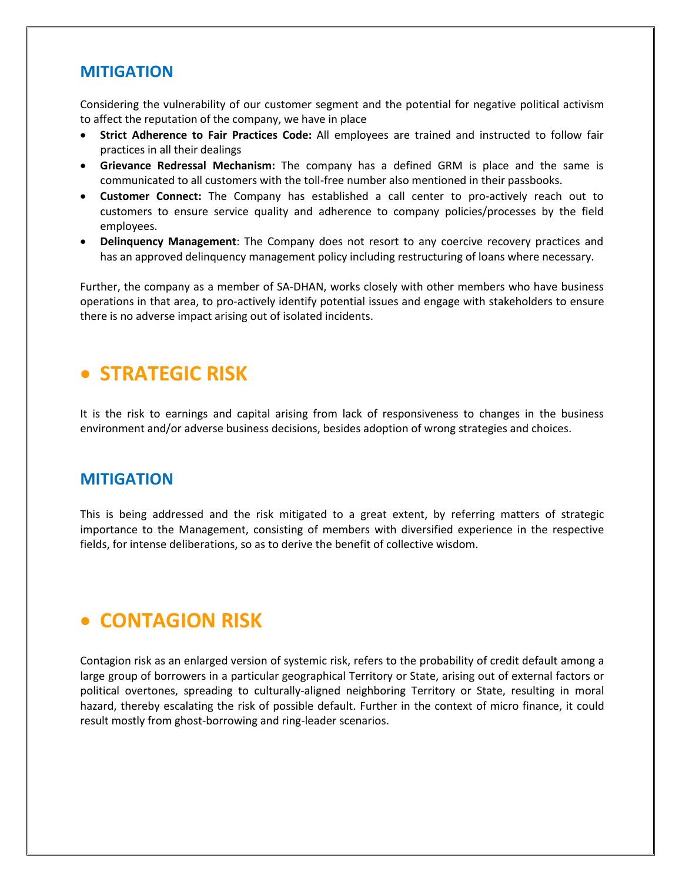## MITIGATION

Considering the vulnerability of our customer segment and the potential for negative political activism to affect the reputation of the company, we have in place

- **Strict Adherence to Fair Practices Code:** All employees are trained and instructed to follow fair practices in all their dealings
- **Grievance Redressal Mechanism:** The company has a defined GRM is place and the same is communicated to all customers with the toll-free number also mentioned in their passbooks.
- **Customer Connect:** The Company has established a call center to pro-actively reach out to customers to ensure service quality and adherence to company policies/processes by the field employees.
- **Delinquency Management**: The Company does not resort to any coercive recovery practices and has an approved delinquency management policy including restructuring of loans where necessary.

Further, the company as a member of SA-DHAN, works closely with other members who have business operations in that area, to pro-actively identify potential issues and engage with stakeholders to ensure there is no adverse impact arising out of isolated incidents.

# • STRATEGIC RISK

It is the risk to earnings and capital arising from lack of responsiveness to changes in the business environment and/or adverse business decisions, besides adoption of wrong strategies and choices.

## MITIGATION

This is being addressed and the risk mitigated to a great extent, by referring matters of strategic importance to the Management, consisting of members with diversified experience in the respective fields, for intense deliberations, so as to derive the benefit of collective wisdom.

# • CONTAGION RISK

Contagion risk as an enlarged version of systemic risk, refers to the probability of credit default among a large group of borrowers in a particular geographical Territory or State, arising out of external factors or political overtones, spreading to culturally-aligned neighboring Territory or State, resulting in moral hazard, thereby escalating the risk of possible default. Further in the context of micro finance, it could result mostly from ghost-borrowing and ring-leader scenarios.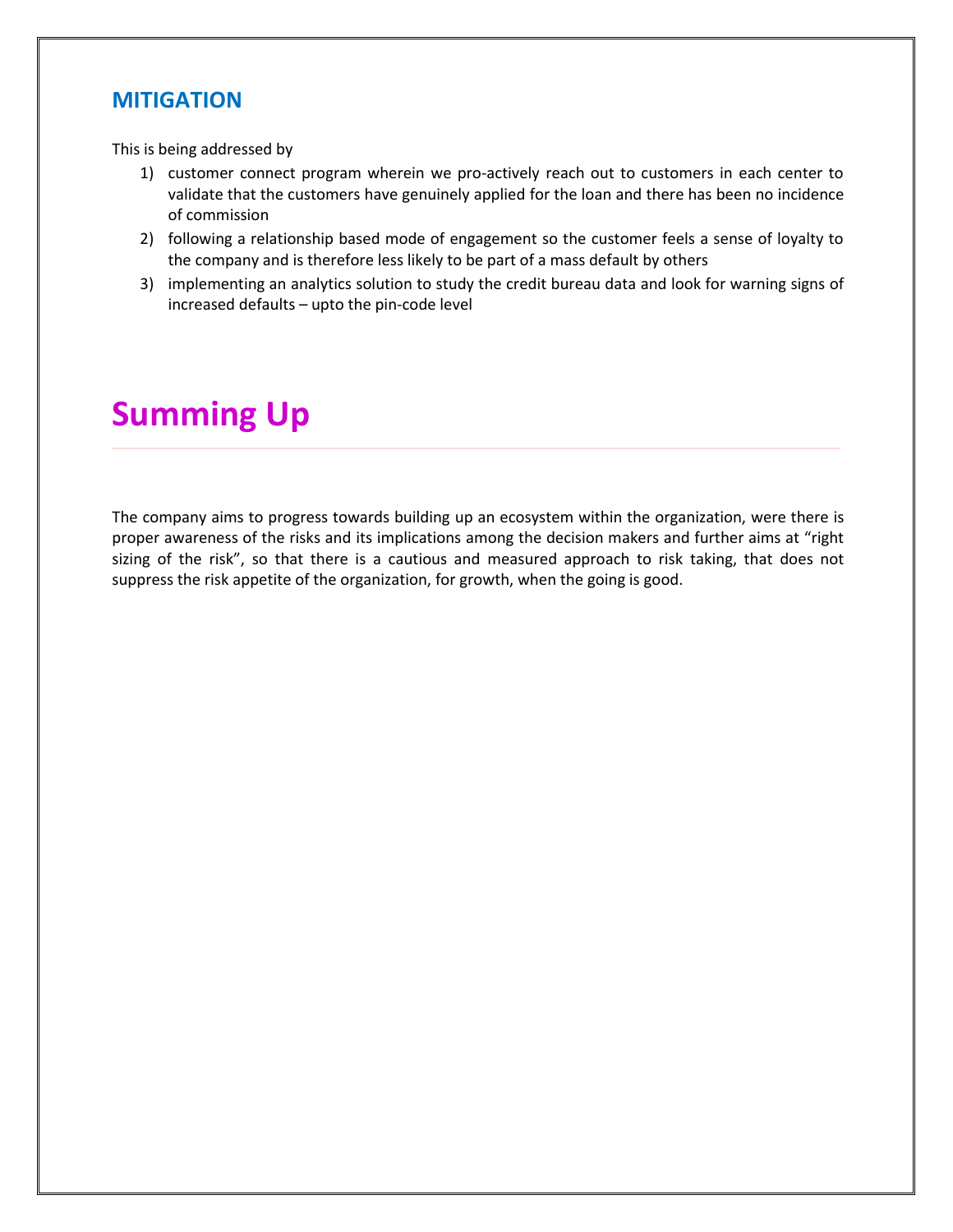### MITIGATION

This is being addressed by

1) customer connect program wherein we pro-actively reach out to customers in each center to validate that the customers have genuinely applied for the loan and there has been no incidence of commission
2) following a relationship based mode of engagement so the customer feels a sense of loyalty to the company and is therefore less likely to be part of a mass default by others
3) implementing an analytics solution to study the credit bureau data and look for warning signs of increased defaults – upto the pin-code level

# Summing Up

The company aims to progress towards building up an ecosystem within the organization, were there is proper awareness of the risks and its implications among the decision makers and further aims at "right sizing of the risk", so that there is a cautious and measured approach to risk taking, that does not suppress the risk appetite of the organization, for growth, when the going is good.